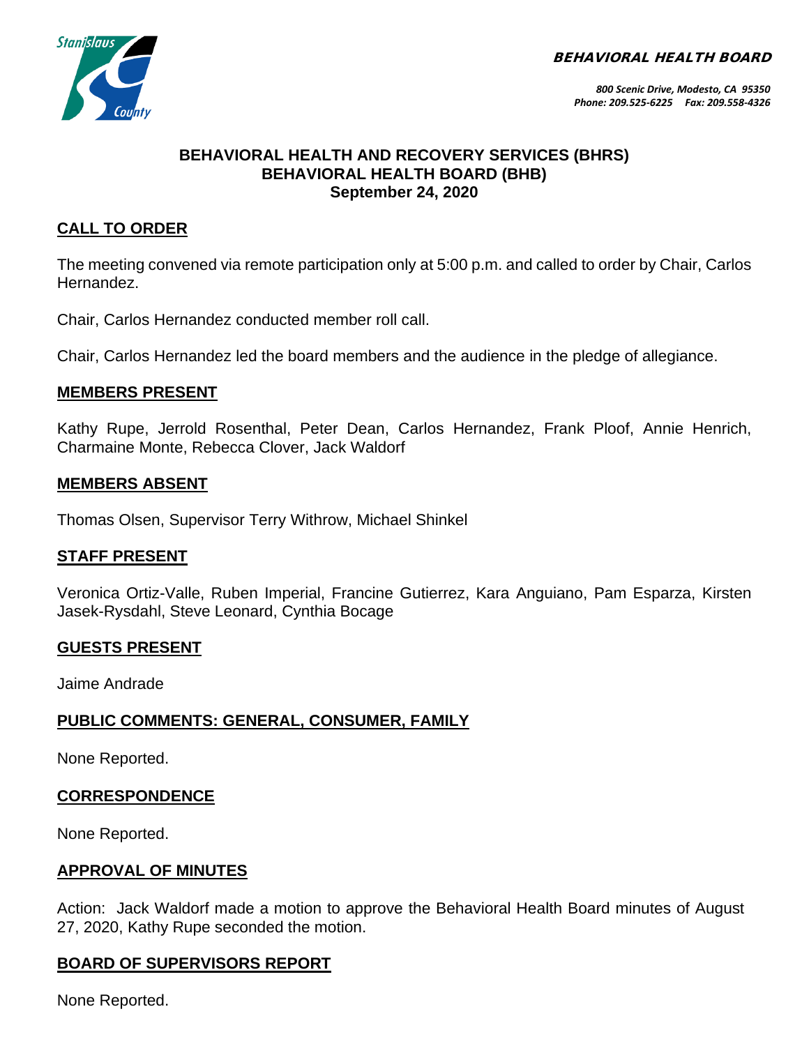BEHAVIORAL HEALTH BOARD

800 Scenic Drive, Modesto, CA 95350
Phone: 209.525-6225 Fax: 209.558-4326

# BEHAVIORAL HEALTH AND RECOVERY SERVICES (BHRS)
# BEHAVIORAL HEALTH BOARD (BHB)
# September 24, 2020

## CALL TO ORDER

The meeting convened via remote participation only at 5:00 p.m. and called to order by Chair, Carlos Hernandez.

Chair, Carlos Hernandez conducted member roll call.

Chair, Carlos Hernandez led the board members and the audience in the pledge of allegiance.

## MEMBERS PRESENT

Kathy Rupe, Jerrold Rosenthal, Peter Dean, Carlos Hernandez, Frank Ploof, Annie Henrich, Charmaine Monte, Rebecca Clover, Jack Waldorf

## MEMBERS ABSENT

Thomas Olsen, Supervisor Terry Withrow, Michael Shinkel

## STAFF PRESENT

Veronica Ortiz-Valle, Ruben Imperial, Francine Gutierrez, Kara Anguiano, Pam Esparza, Kirsten Jasek-Rysdahl, Steve Leonard, Cynthia Bocage

## GUESTS PRESENT

Jaime Andrade

## PUBLIC COMMENTS: GENERAL, CONSUMER, FAMILY

None Reported.

## CORRESPONDENCE

None Reported.

## APPROVAL OF MINUTES

Action: Jack Waldorf made a motion to approve the Behavioral Health Board minutes of August 27, 2020, Kathy Rupe seconded the motion.

## BOARD OF SUPERVISORS REPORT

None Reported.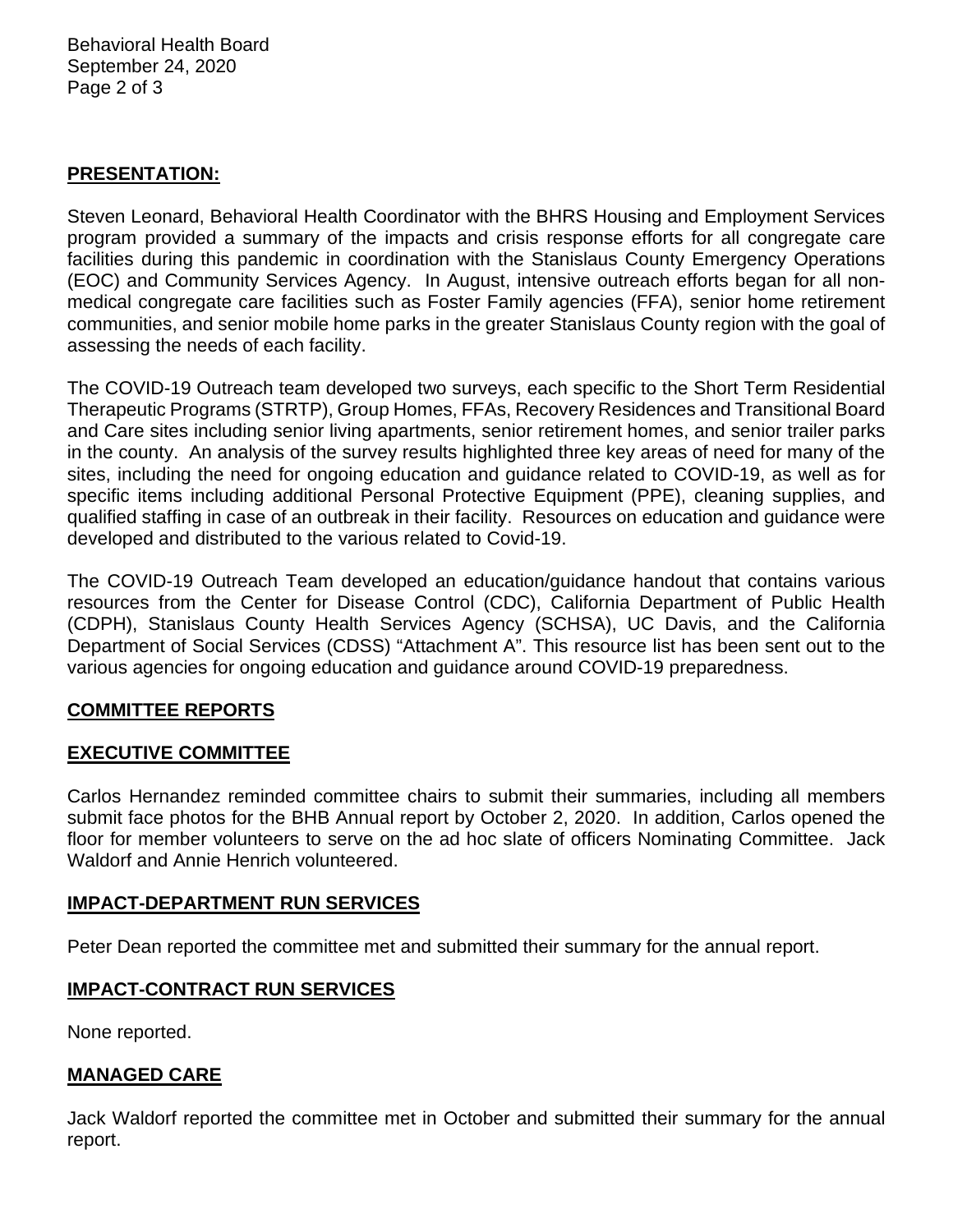## PRESENTATION:

Steven Leonard, Behavioral Health Coordinator with the BHRS Housing and Employment Services program provided a summary of the impacts and crisis response efforts for all congregate care facilities during this pandemic in coordination with the Stanislaus County Emergency Operations (EOC) and Community Services Agency. In August, intensive outreach efforts began for all non-medical congregate care facilities such as Foster Family agencies (FFA), senior home retirement communities, and senior mobile home parks in the greater Stanislaus County region with the goal of assessing the needs of each facility.

The COVID-19 Outreach team developed two surveys, each specific to the Short Term Residential Therapeutic Programs (STRTP), Group Homes, FFAs, Recovery Residences and Transitional Board and Care sites including senior living apartments, senior retirement homes, and senior trailer parks in the county. An analysis of the survey results highlighted three key areas of need for many of the sites, including the need for ongoing education and guidance related to COVID-19, as well as for specific items including additional Personal Protective Equipment (PPE), cleaning supplies, and qualified staffing in case of an outbreak in their facility. Resources on education and guidance were developed and distributed to the various related to Covid-19.

The COVID-19 Outreach Team developed an education/guidance handout that contains various resources from the Center for Disease Control (CDC), California Department of Public Health (CDPH), Stanislaus County Health Services Agency (SCHSA), UC Davis, and the California Department of Social Services (CDSS) "Attachment A". This resource list has been sent out to the various agencies for ongoing education and guidance around COVID-19 preparedness.

## COMMITTEE REPORTS

## EXECUTIVE COMMITTEE

Carlos Hernandez reminded committee chairs to submit their summaries, including all members submit face photos for the BHB Annual report by October 2, 2020. In addition, Carlos opened the floor for member volunteers to serve on the ad hoc slate of officers Nominating Committee. Jack Waldorf and Annie Henrich volunteered.

## IMPACT-DEPARTMENT RUN SERVICES

Peter Dean reported the committee met and submitted their summary for the annual report.

## IMPACT-CONTRACT RUN SERVICES

None reported.

## MANAGED CARE

Jack Waldorf reported the committee met in October and submitted their summary for the annual report.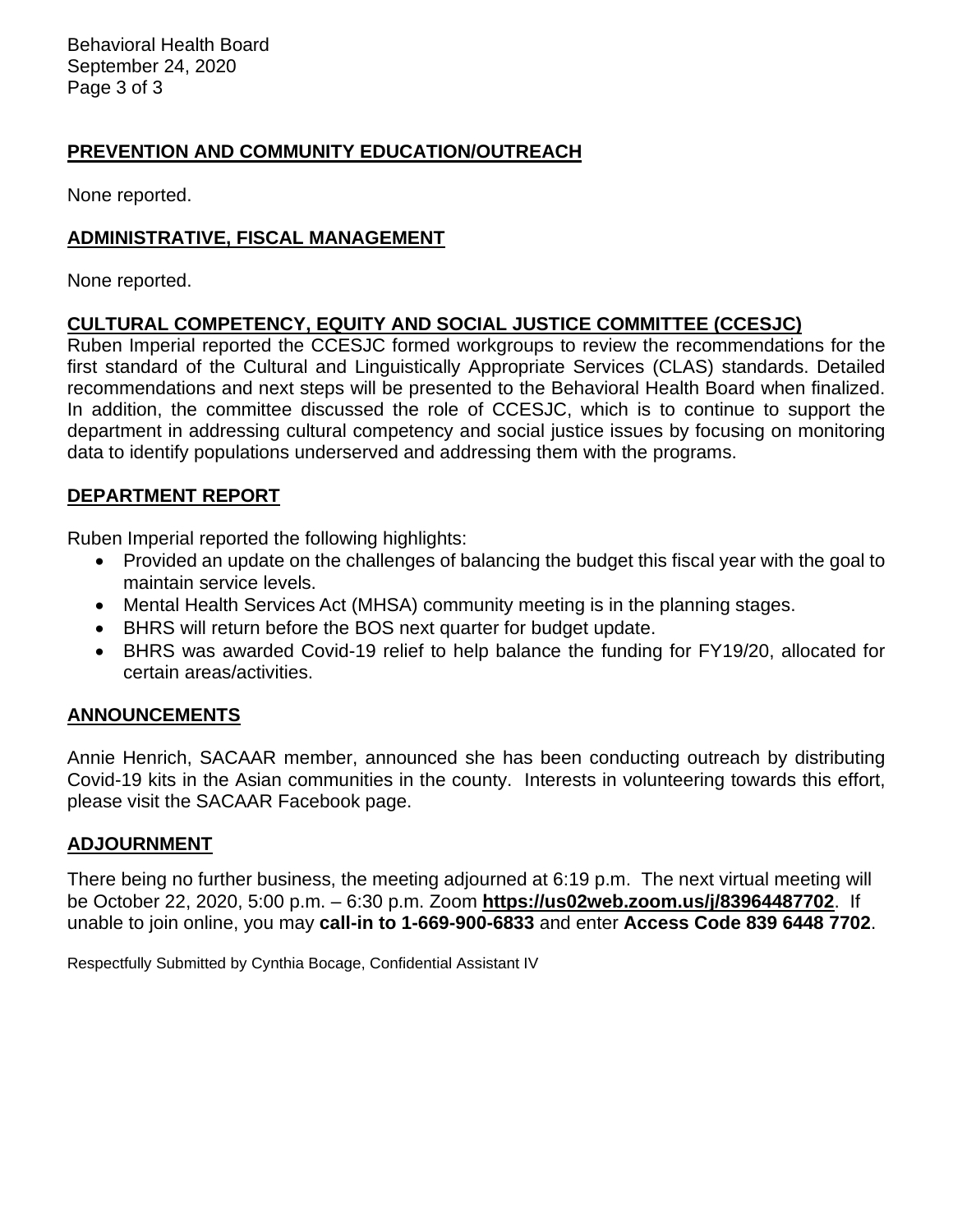## PREVENTION AND COMMUNITY EDUCATION/OUTREACH

None reported.

## ADMINISTRATIVE, FISCAL MANAGEMENT

None reported.

## CULTURAL COMPETENCY, EQUITY AND SOCIAL JUSTICE COMMITTEE (CCESJC)

Ruben Imperial reported the CCESJC formed workgroups to review the recommendations for the first standard of the Cultural and Linguistically Appropriate Services (CLAS) standards. Detailed recommendations and next steps will be presented to the Behavioral Health Board when finalized. In addition, the committee discussed the role of CCESJC, which is to continue to support the department in addressing cultural competency and social justice issues by focusing on monitoring data to identify populations underserved and addressing them with the programs.

## DEPARTMENT REPORT

Ruben Imperial reported the following highlights:

- Provided an update on the challenges of balancing the budget this fiscal year with the goal to maintain service levels.
- Mental Health Services Act (MHSA) community meeting is in the planning stages.
- BHRS will return before the BOS next quarter for budget update.
- BHRS was awarded Covid-19 relief to help balance the funding for FY19/20, allocated for certain areas/activities.

## ANNOUNCEMENTS

Annie Henrich, SACAAR member, announced she has been conducting outreach by distributing Covid-19 kits in the Asian communities in the county. Interests in volunteering towards this effort, please visit the SACAAR Facebook page.

## ADJOURNMENT

There being no further business, the meeting adjourned at 6:19 p.m. The next virtual meeting will be October 22, 2020, 5:00 p.m. – 6:30 p.m. Zoom **https://us02web.zoom.us/j/83964487702**. If unable to join online, you may **call-in to 1-669-900-6833** and enter **Access Code 839 6448 7702**.

Respectfully Submitted by Cynthia Bocage, Confidential Assistant IV